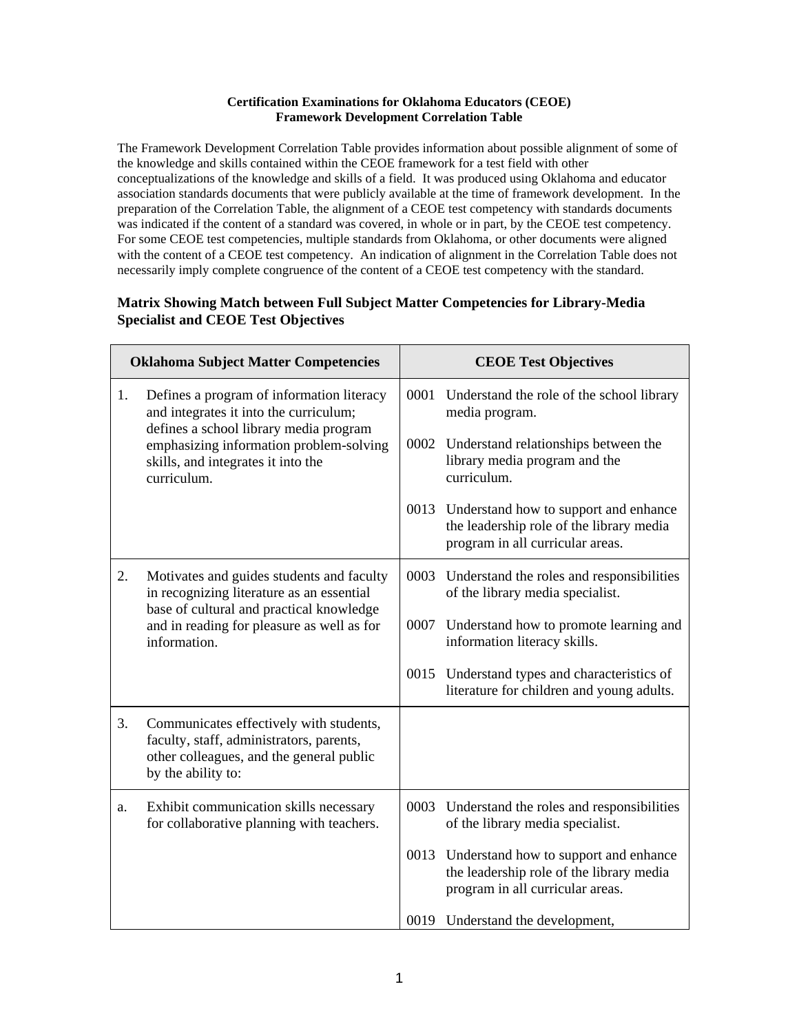**Certification Examinations for Oklahoma Educators (CEOE)**
**Framework Development Correlation Table**

The Framework Development Correlation Table provides information about possible alignment of some of the knowledge and skills contained within the CEOE framework for a test field with other conceptualizations of the knowledge and skills of a field. It was produced using Oklahoma and educator association standards documents that were publicly available at the time of framework development. In the preparation of the Correlation Table, the alignment of a CEOE test competency with standards documents was indicated if the content of a standard was covered, in whole or in part, by the CEOE test competency. For some CEOE test competencies, multiple standards from Oklahoma, or other documents were aligned with the content of a CEOE test competency. An indication of alignment in the Correlation Table does not necessarily imply complete congruence of the content of a CEOE test competency with the standard.

### Matrix Showing Match between Full Subject Matter Competencies for Library-Media Specialist and CEOE Test Objectives

| Oklahoma Subject Matter Competencies | CEOE Test Objectives |
|---|---|
| 1. Defines a program of information literacy and integrates it into the curriculum; defines a school library media program emphasizing information problem-solving skills, and integrates it into the curriculum. | 0001 Understand the role of the school library media program.<br><br>0002 Understand relationships between the library media program and the curriculum.<br><br>0013 Understand how to support and enhance the leadership role of the library media program in all curricular areas. |
| 2. Motivates and guides students and faculty in recognizing literature as an essential base of cultural and practical knowledge and in reading for pleasure as well as for information. | 0003 Understand the roles and responsibilities of the library media specialist.<br><br>0007 Understand how to promote learning and information literacy skills.<br><br>0015 Understand types and characteristics of literature for children and young adults. |
| 3. Communicates effectively with students, faculty, staff, administrators, parents, other colleagues, and the general public by the ability to: | |
| a. Exhibit communication skills necessary for collaborative planning with teachers. | 0003 Understand the roles and responsibilities of the library media specialist.<br><br>0013 Understand how to support and enhance the leadership role of the library media program in all curricular areas.<br><br>0019 Understand the development, |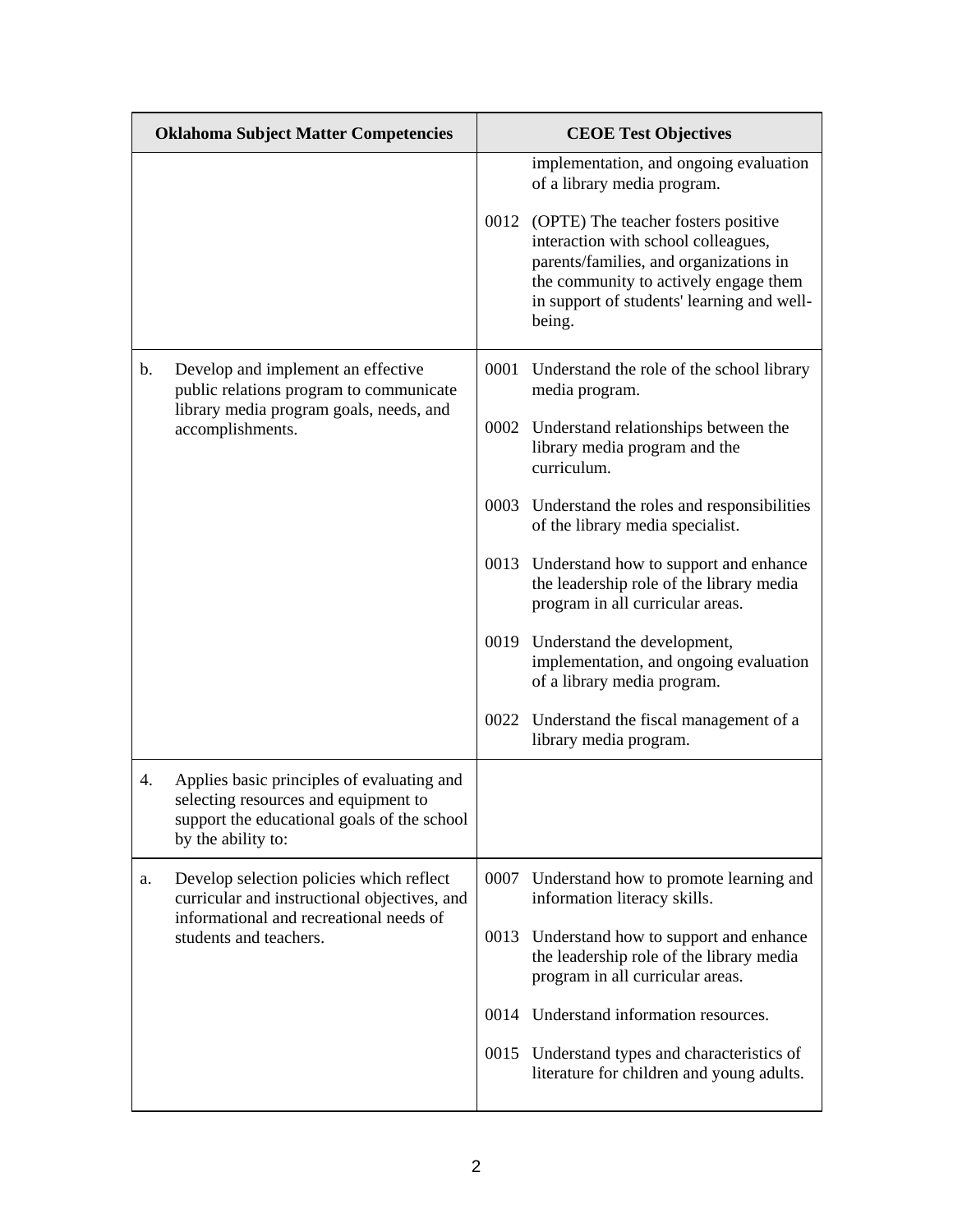| Oklahoma Subject Matter Competencies | CEOE Test Objectives |
|---|---|
| | implementation, and ongoing evaluation of a library media program.<br><br>0012 (OPTE) The teacher fosters positive interaction with school colleagues, parents/families, and organizations in the community to actively engage them in support of students' learning and well-being. |
| b. Develop and implement an effective public relations program to communicate library media program goals, needs, and accomplishments. | 0001 Understand the role of the school library media program.<br><br>0002 Understand relationships between the library media program and the curriculum.<br><br>0003 Understand the roles and responsibilities of the library media specialist.<br><br>0013 Understand how to support and enhance the leadership role of the library media program in all curricular areas.<br><br>0019 Understand the development, implementation, and ongoing evaluation of a library media program.<br><br>0022 Understand the fiscal management of a library media program. |
| 4. Applies basic principles of evaluating and selecting resources and equipment to support the educational goals of the school by the ability to: | |
| a. Develop selection policies which reflect curricular and instructional objectives, and informational and recreational needs of students and teachers. | 0007 Understand how to promote learning and information literacy skills.<br><br>0013 Understand how to support and enhance the leadership role of the library media program in all curricular areas.<br><br>0014 Understand information resources.<br><br>0015 Understand types and characteristics of literature for children and young adults. |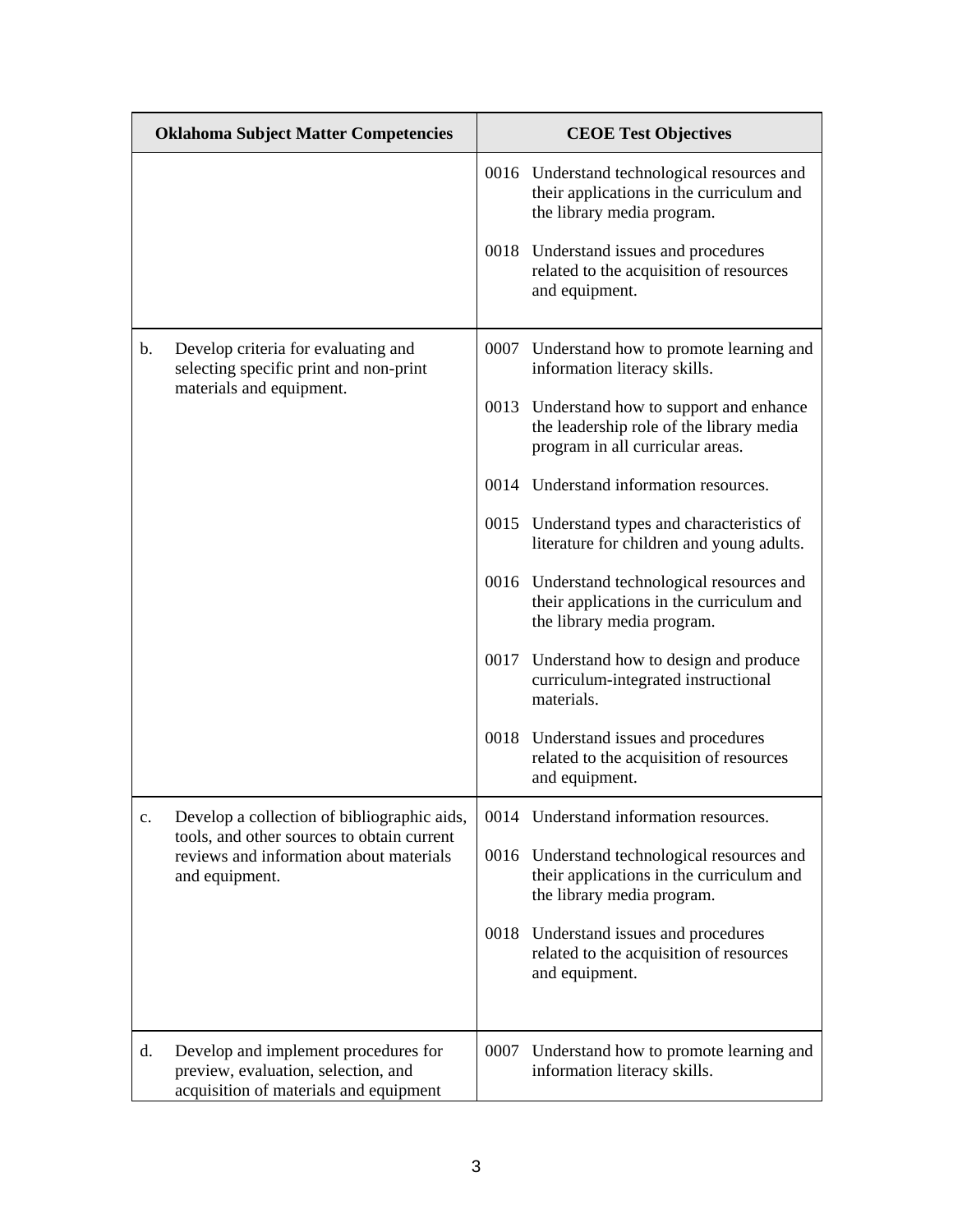| Oklahoma Subject Matter Competencies | CEOE Test Objectives |
| --- | --- |
| | 0016 Understand technological resources and their applications in the curriculum and the library media program.<br><br>0018 Understand issues and procedures related to the acquisition of resources and equipment. |
| b. Develop criteria for evaluating and selecting specific print and non-print materials and equipment. | 0007 Understand how to promote learning and information literacy skills.<br><br>0013 Understand how to support and enhance the leadership role of the library media program in all curricular areas.<br><br>0014 Understand information resources.<br><br>0015 Understand types and characteristics of literature for children and young adults.<br><br>0016 Understand technological resources and their applications in the curriculum and the library media program.<br><br>0017 Understand how to design and produce curriculum-integrated instructional materials.<br><br>0018 Understand issues and procedures related to the acquisition of resources and equipment. |
| c. Develop a collection of bibliographic aids, tools, and other sources to obtain current reviews and information about materials and equipment. | 0014 Understand information resources.<br><br>0016 Understand technological resources and their applications in the curriculum and the library media program.<br><br>0018 Understand issues and procedures related to the acquisition of resources and equipment. |
| d. Develop and implement procedures for preview, evaluation, selection, and acquisition of materials and equipment | 0007 Understand how to promote learning and information literacy skills. |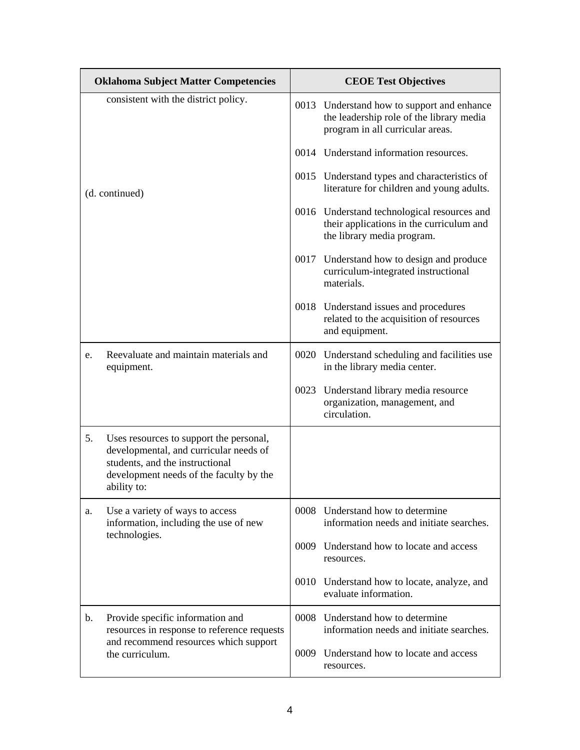| Oklahoma Subject Matter Competencies | CEOE Test Objectives |
| --- | --- |
| consistent with the district policy.<br><br>(d. continued) | 0013 Understand how to support and enhance the leadership role of the library media program in all curricular areas.<br><br>0014 Understand information resources.<br><br>0015 Understand types and characteristics of literature for children and young adults.<br><br>0016 Understand technological resources and their applications in the curriculum and the library media program.<br><br>0017 Understand how to design and produce curriculum-integrated instructional materials.<br><br>0018 Understand issues and procedures related to the acquisition of resources and equipment. |
| e. Reevaluate and maintain materials and equipment. | 0020 Understand scheduling and facilities use in the library media center.<br><br>0023 Understand library media resource organization, management, and circulation. |
| 5. Uses resources to support the personal, developmental, and curricular needs of students, and the instructional development needs of the faculty by the ability to: | |
| a. Use a variety of ways to access information, including the use of new technologies. | 0008 Understand how to determine information needs and initiate searches.<br><br>0009 Understand how to locate and access resources.<br><br>0010 Understand how to locate, analyze, and evaluate information. |
| b. Provide specific information and resources in response to reference requests and recommend resources which support the curriculum. | 0008 Understand how to determine information needs and initiate searches.<br><br>0009 Understand how to locate and access resources. |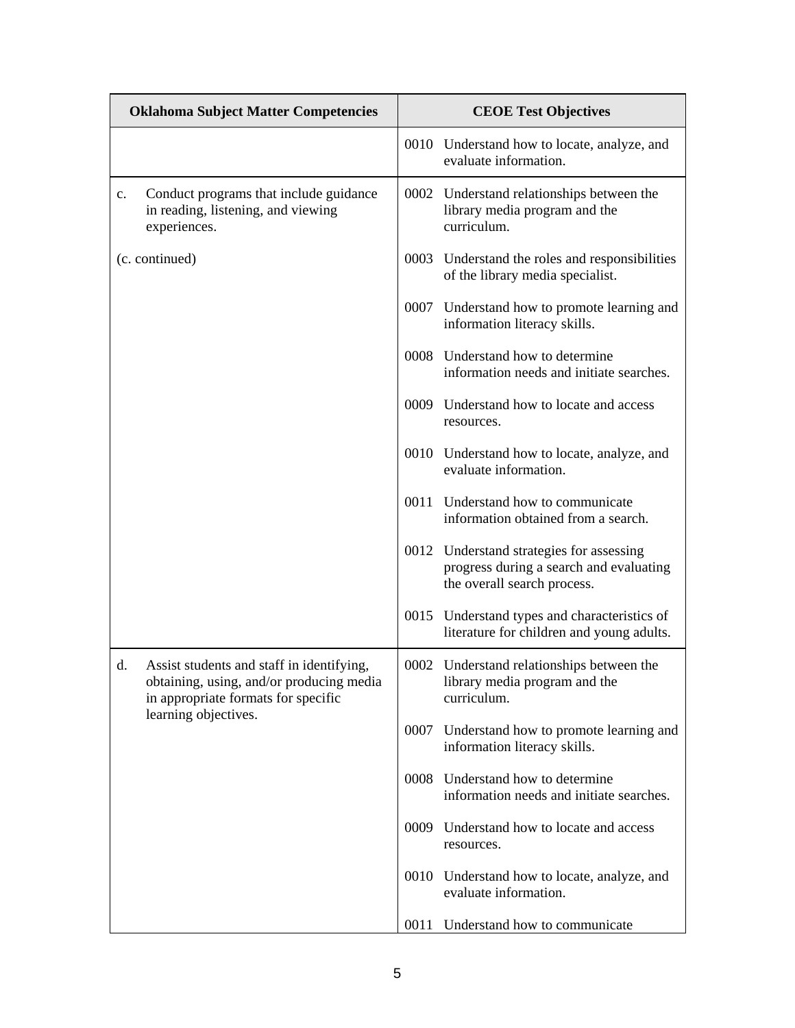| Oklahoma Subject Matter Competencies | CEOE Test Objectives |
|---|---|
| | 0010 Understand how to locate, analyze, and evaluate information. |
| c. Conduct programs that include guidance in reading, listening, and viewing experiences. | 0002 Understand relationships between the library media program and the curriculum. |
| (c. continued) | 0003 Understand the roles and responsibilities of the library media specialist. |
| | 0007 Understand how to promote learning and information literacy skills. |
| | 0008 Understand how to determine information needs and initiate searches. |
| | 0009 Understand how to locate and access resources. |
| | 0010 Understand how to locate, analyze, and evaluate information. |
| | 0011 Understand how to communicate information obtained from a search. |
| | 0012 Understand strategies for assessing progress during a search and evaluating the overall search process. |
| | 0015 Understand types and characteristics of literature for children and young adults. |
| d. Assist students and staff in identifying, obtaining, using, and/or producing media in appropriate formats for specific learning objectives. | 0002 Understand relationships between the library media program and the curriculum. |
| | 0007 Understand how to promote learning and information literacy skills. |
| | 0008 Understand how to determine information needs and initiate searches. |
| | 0009 Understand how to locate and access resources. |
| | 0010 Understand how to locate, analyze, and evaluate information. |
| | 0011 Understand how to communicate |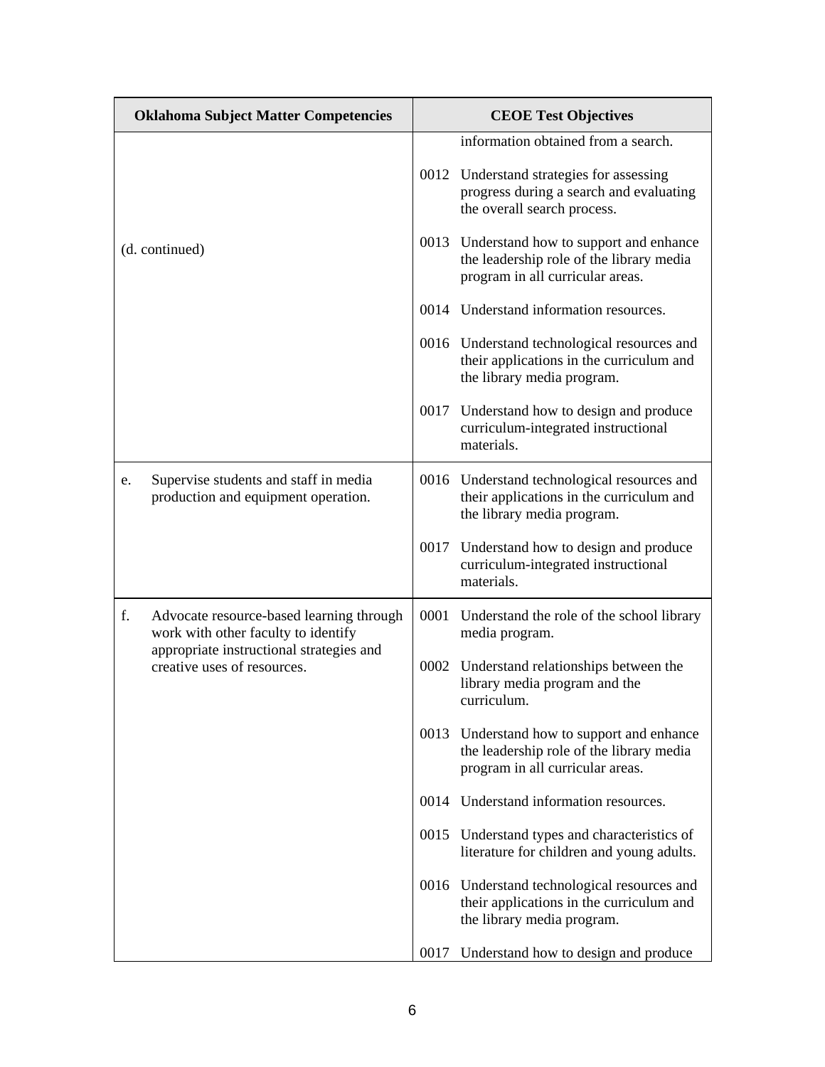| Oklahoma Subject Matter Competencies | CEOE Test Objectives |
|---|---|
| (d. continued) | information obtained from a search.<br><br>0012 Understand strategies for assessing progress during a search and evaluating the overall search process.<br><br>0013 Understand how to support and enhance the leadership role of the library media program in all curricular areas.<br><br>0014 Understand information resources.<br><br>0016 Understand technological resources and their applications in the curriculum and the library media program.<br><br>0017 Understand how to design and produce curriculum-integrated instructional materials. |
| e. Supervise students and staff in media production and equipment operation. | 0016 Understand technological resources and their applications in the curriculum and the library media program.<br><br>0017 Understand how to design and produce curriculum-integrated instructional materials. |
| f. Advocate resource-based learning through work with other faculty to identify appropriate instructional strategies and creative uses of resources. | 0001 Understand the role of the school library media program.<br><br>0002 Understand relationships between the library media program and the curriculum.<br><br>0013 Understand how to support and enhance the leadership role of the library media program in all curricular areas.<br><br>0014 Understand information resources.<br><br>0015 Understand types and characteristics of literature for children and young adults.<br><br>0016 Understand technological resources and their applications in the curriculum and the library media program.<br><br>0017 Understand how to design and produce |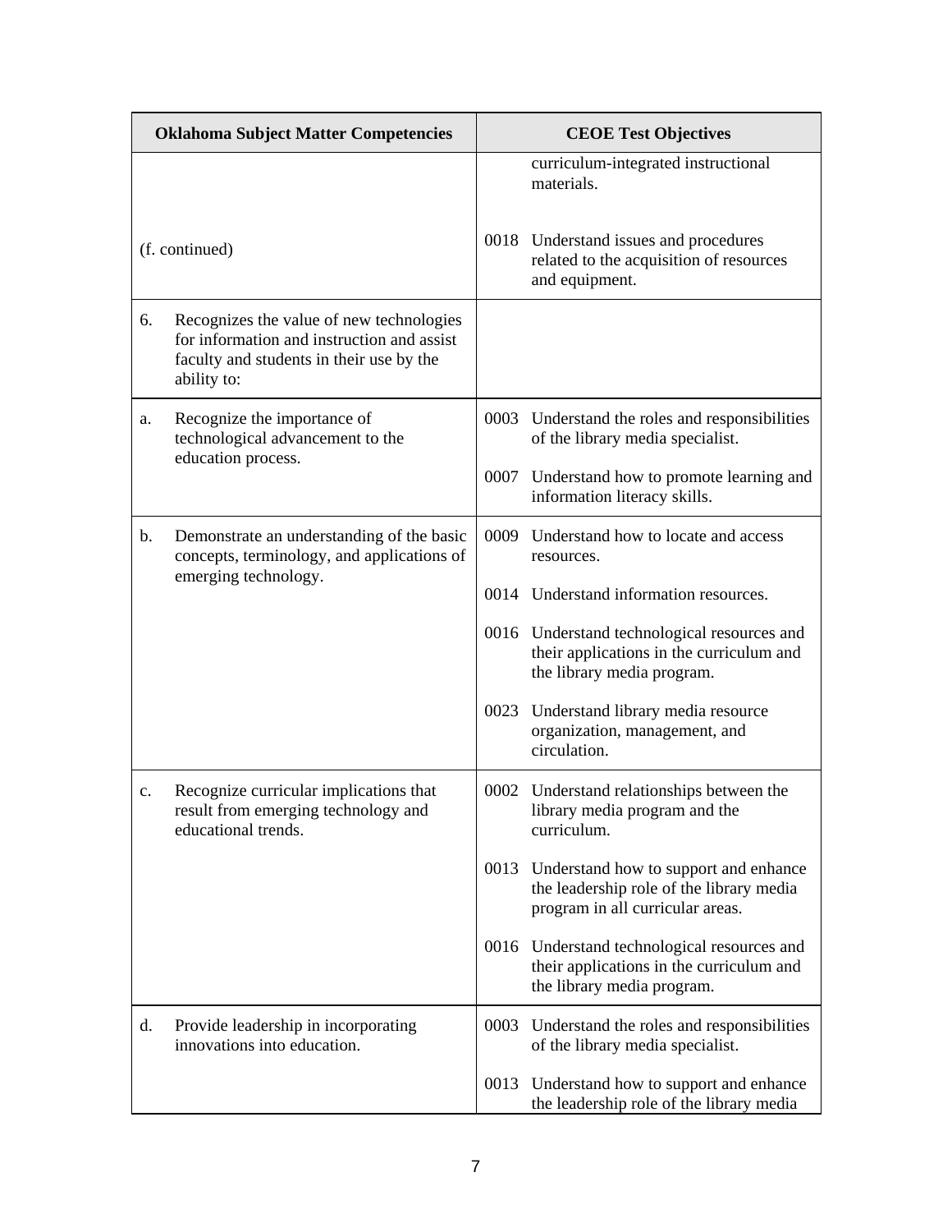| Oklahoma Subject Matter Competencies | CEOE Test Objectives |
|---|---|
| | curriculum-integrated instructional materials. |
| (f. continued) | 0018 Understand issues and procedures related to the acquisition of resources and equipment. |
| 6. Recognizes the value of new technologies for information and instruction and assist faculty and students in their use by the ability to: | |
| a. Recognize the importance of technological advancement to the education process. | 0003 Understand the roles and responsibilities of the library media specialist.<br><br>0007 Understand how to promote learning and information literacy skills. |
| b. Demonstrate an understanding of the basic concepts, terminology, and applications of emerging technology. | 0009 Understand how to locate and access resources.<br><br>0014 Understand information resources.<br><br>0016 Understand technological resources and their applications in the curriculum and the library media program.<br><br>0023 Understand library media resource organization, management, and circulation. |
| c. Recognize curricular implications that result from emerging technology and educational trends. | 0002 Understand relationships between the library media program and the curriculum.<br><br>0013 Understand how to support and enhance the leadership role of the library media program in all curricular areas.<br><br>0016 Understand technological resources and their applications in the curriculum and the library media program. |
| d. Provide leadership in incorporating innovations into education. | 0003 Understand the roles and responsibilities of the library media specialist.<br><br>0013 Understand how to support and enhance the leadership role of the library media |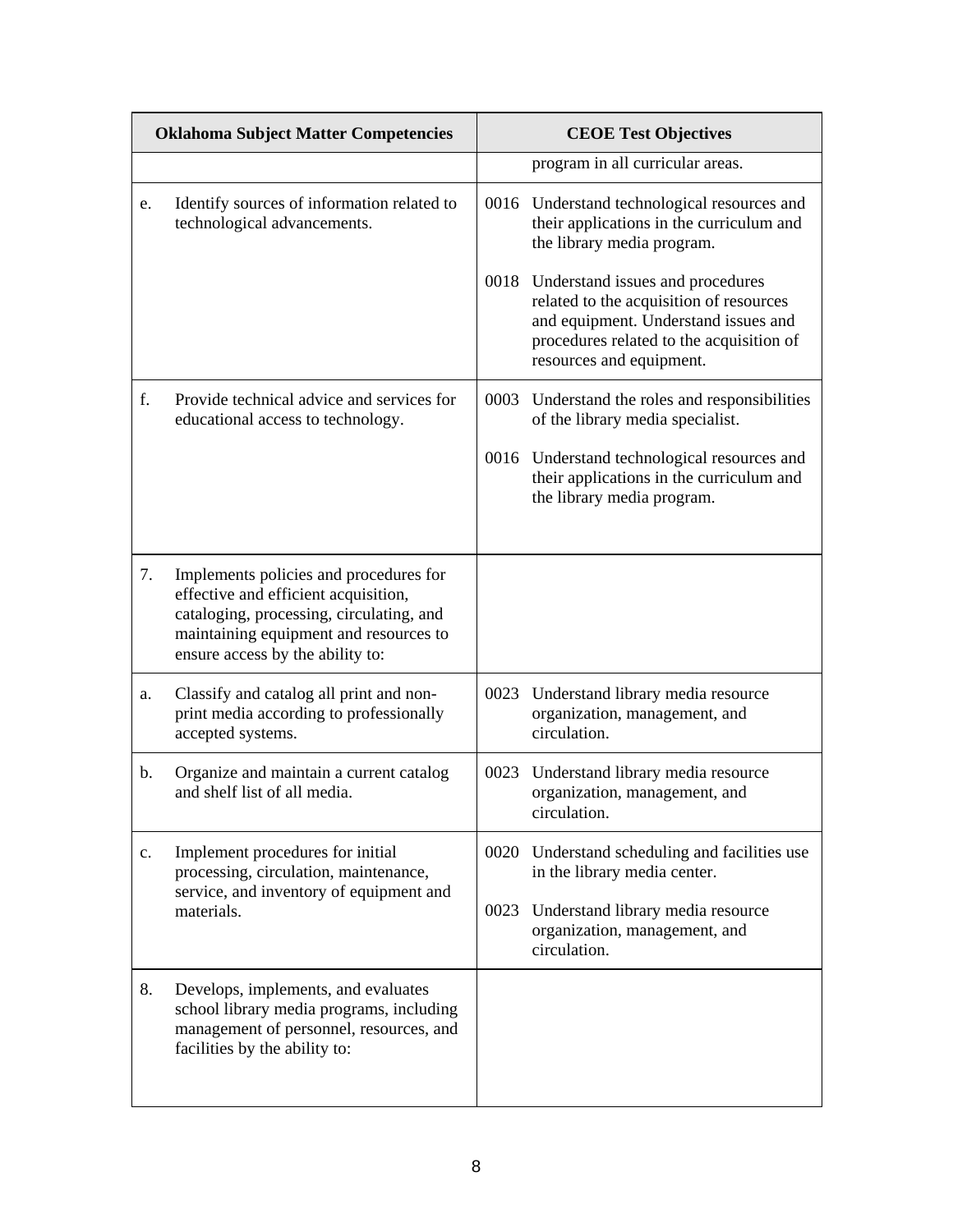| Oklahoma Subject Matter Competencies | CEOE Test Objectives |
|---|---|
| | program in all curricular areas. |
| e. Identify sources of information related to technological advancements. | 0016 Understand technological resources and their applications in the curriculum and the library media program.<br><br>0018 Understand issues and procedures related to the acquisition of resources and equipment. Understand issues and procedures related to the acquisition of resources and equipment. |
| f. Provide technical advice and services for educational access to technology. | 0003 Understand the roles and responsibilities of the library media specialist.<br><br>0016 Understand technological resources and their applications in the curriculum and the library media program. |
| 7. Implements policies and procedures for effective and efficient acquisition, cataloging, processing, circulating, and maintaining equipment and resources to ensure access by the ability to: | |
| a. Classify and catalog all print and non-print media according to professionally accepted systems. | 0023 Understand library media resource organization, management, and circulation. |
| b. Organize and maintain a current catalog and shelf list of all media. | 0023 Understand library media resource organization, management, and circulation. |
| c. Implement procedures for initial processing, circulation, maintenance, service, and inventory of equipment and materials. | 0020 Understand scheduling and facilities use in the library media center.<br><br>0023 Understand library media resource organization, management, and circulation. |
| 8. Develops, implements, and evaluates school library media programs, including management of personnel, resources, and facilities by the ability to: | |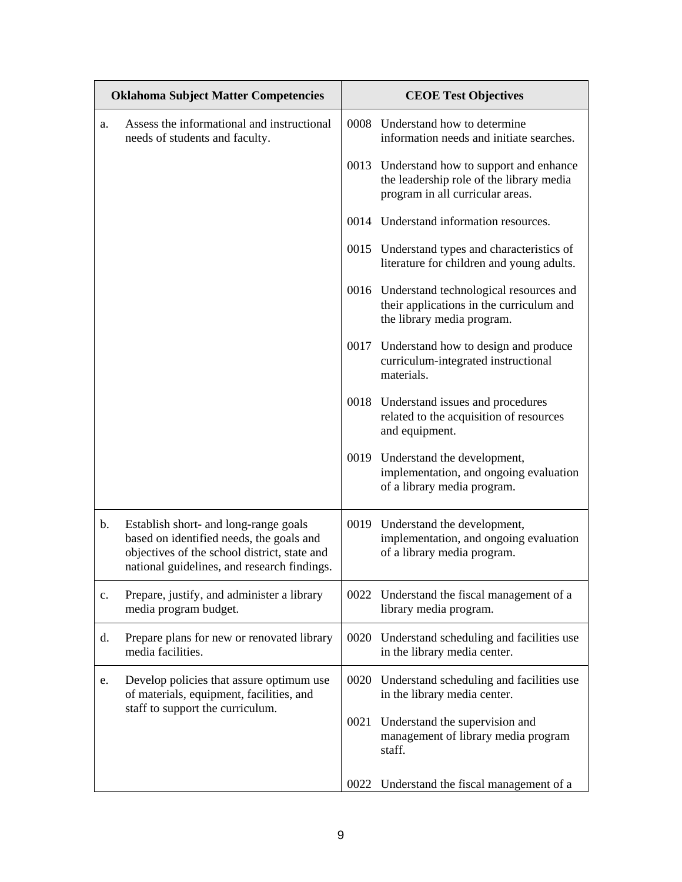| Oklahoma Subject Matter Competencies | CEOE Test Objectives |
|---|---|
| a. Assess the informational and instructional needs of students and faculty. | 0008 Understand how to determine information needs and initiate searches. |
| | 0013 Understand how to support and enhance the leadership role of the library media program in all curricular areas. |
| | 0014 Understand information resources. |
| | 0015 Understand types and characteristics of literature for children and young adults. |
| | 0016 Understand technological resources and their applications in the curriculum and the library media program. |
| | 0017 Understand how to design and produce curriculum-integrated instructional materials. |
| | 0018 Understand issues and procedures related to the acquisition of resources and equipment. |
| | 0019 Understand the development, implementation, and ongoing evaluation of a library media program. |
| b. Establish short- and long-range goals based on identified needs, the goals and objectives of the school district, state and national guidelines, and research findings. | 0019 Understand the development, implementation, and ongoing evaluation of a library media program. |
| c. Prepare, justify, and administer a library media program budget. | 0022 Understand the fiscal management of a library media program. |
| d. Prepare plans for new or renovated library media facilities. | 0020 Understand scheduling and facilities use in the library media center. |
| e. Develop policies that assure optimum use of materials, equipment, facilities, and staff to support the curriculum. | 0020 Understand scheduling and facilities use in the library media center. |
| | 0021 Understand the supervision and management of library media program staff. |
| | 0022 Understand the fiscal management of a |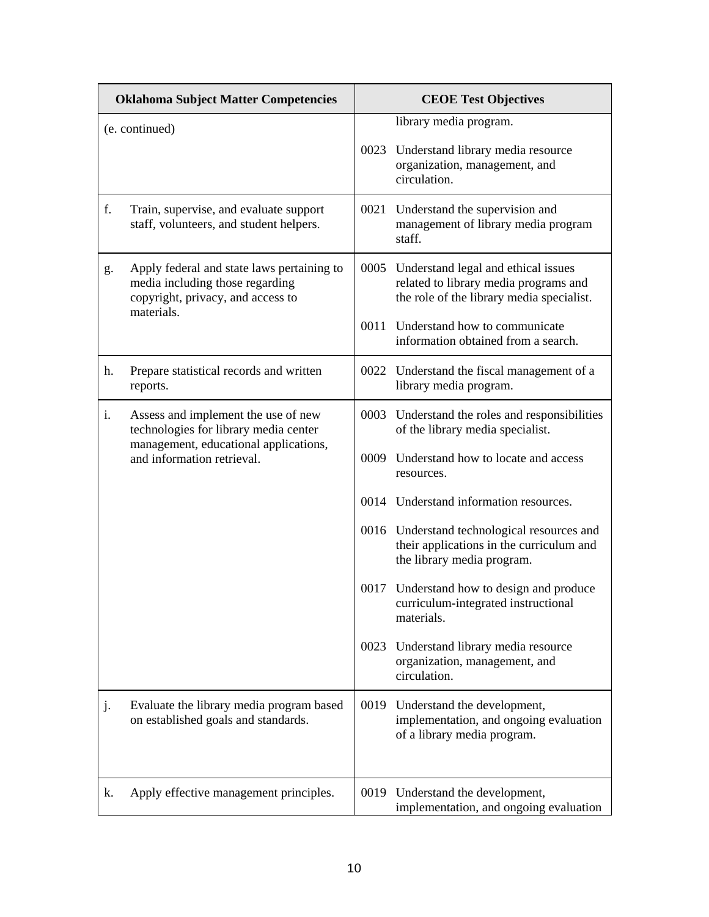| Oklahoma Subject Matter Competencies | CEOE Test Objectives |
|---|---|
| (e. continued) | library media program.<br><br>0023 Understand library media resource organization, management, and circulation. |
| f. Train, supervise, and evaluate support staff, volunteers, and student helpers. | 0021 Understand the supervision and management of library media program staff. |
| g. Apply federal and state laws pertaining to media including those regarding copyright, privacy, and access to materials. | 0005 Understand legal and ethical issues related to library media programs and the role of the library media specialist.<br><br>0011 Understand how to communicate information obtained from a search. |
| h. Prepare statistical records and written reports. | 0022 Understand the fiscal management of a library media program. |
| i. Assess and implement the use of new technologies for library media center management, educational applications, and information retrieval. | 0003 Understand the roles and responsibilities of the library media specialist.<br><br>0009 Understand how to locate and access resources.<br><br>0014 Understand information resources.<br><br>0016 Understand technological resources and their applications in the curriculum and the library media program.<br><br>0017 Understand how to design and produce curriculum-integrated instructional materials.<br><br>0023 Understand library media resource organization, management, and circulation. |
| j. Evaluate the library media program based on established goals and standards. | 0019 Understand the development, implementation, and ongoing evaluation of a library media program. |
| k. Apply effective management principles. | 0019 Understand the development, implementation, and ongoing evaluation |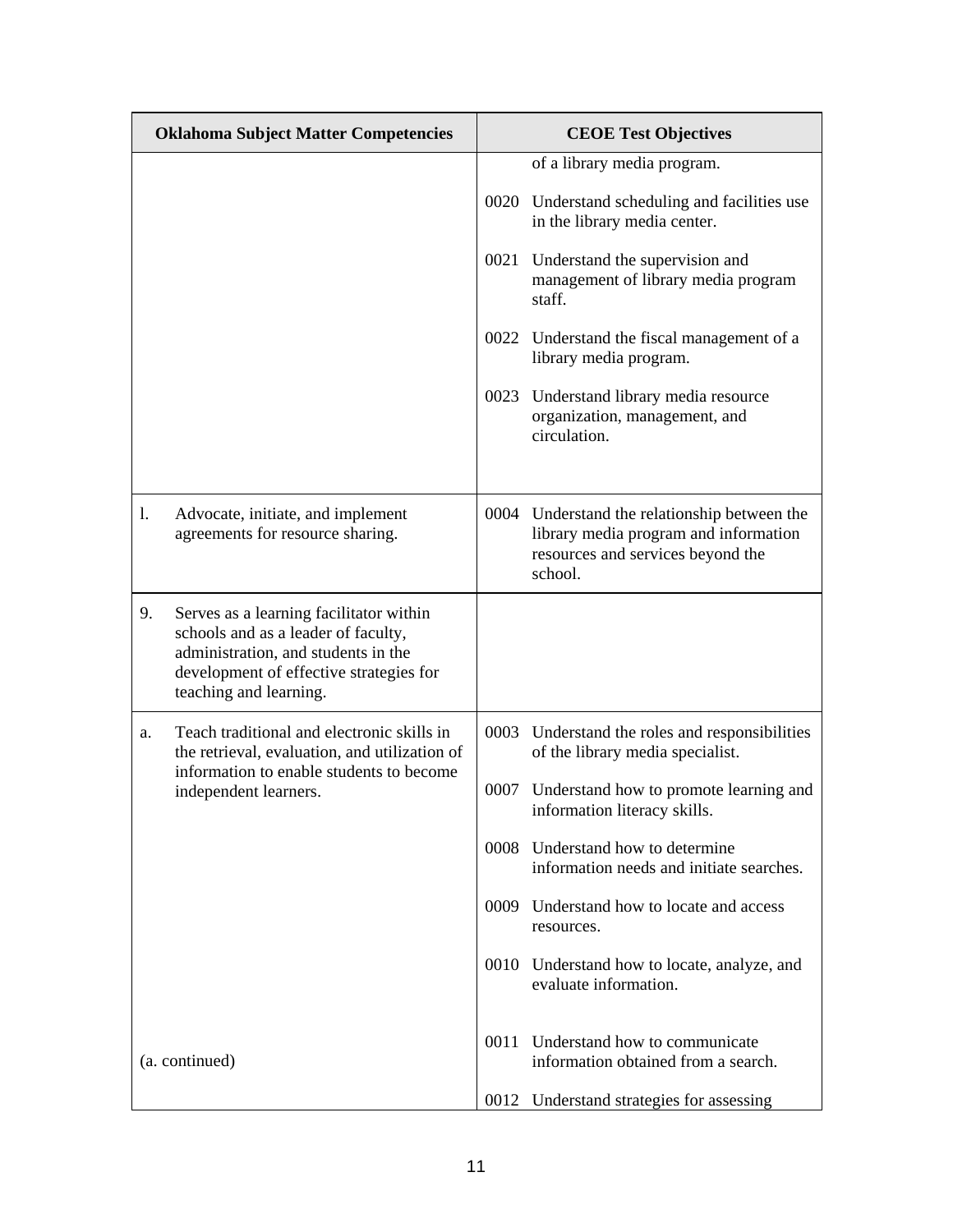| Oklahoma Subject Matter Competencies | CEOE Test Objectives |
|---|---|
| | of a library media program.<br><br>0020 Understand scheduling and facilities use in the library media center.<br><br>0021 Understand the supervision and management of library media program staff.<br><br>0022 Understand the fiscal management of a library media program.<br><br>0023 Understand library media resource organization, management, and circulation. |
| l. Advocate, initiate, and implement agreements for resource sharing. | 0004 Understand the relationship between the library media program and information resources and services beyond the school. |
| 9. Serves as a learning facilitator within schools and as a leader of faculty, administration, and students in the development of effective strategies for teaching and learning. | |
| a. Teach traditional and electronic skills in the retrieval, evaluation, and utilization of information to enable students to become independent learners.<br><br>(a. continued) | 0003 Understand the roles and responsibilities of the library media specialist.<br><br>0007 Understand how to promote learning and information literacy skills.<br><br>0008 Understand how to determine information needs and initiate searches.<br><br>0009 Understand how to locate and access resources.<br><br>0010 Understand how to locate, analyze, and evaluate information.<br><br>0011 Understand how to communicate information obtained from a search.<br><br>0012 Understand strategies for assessing |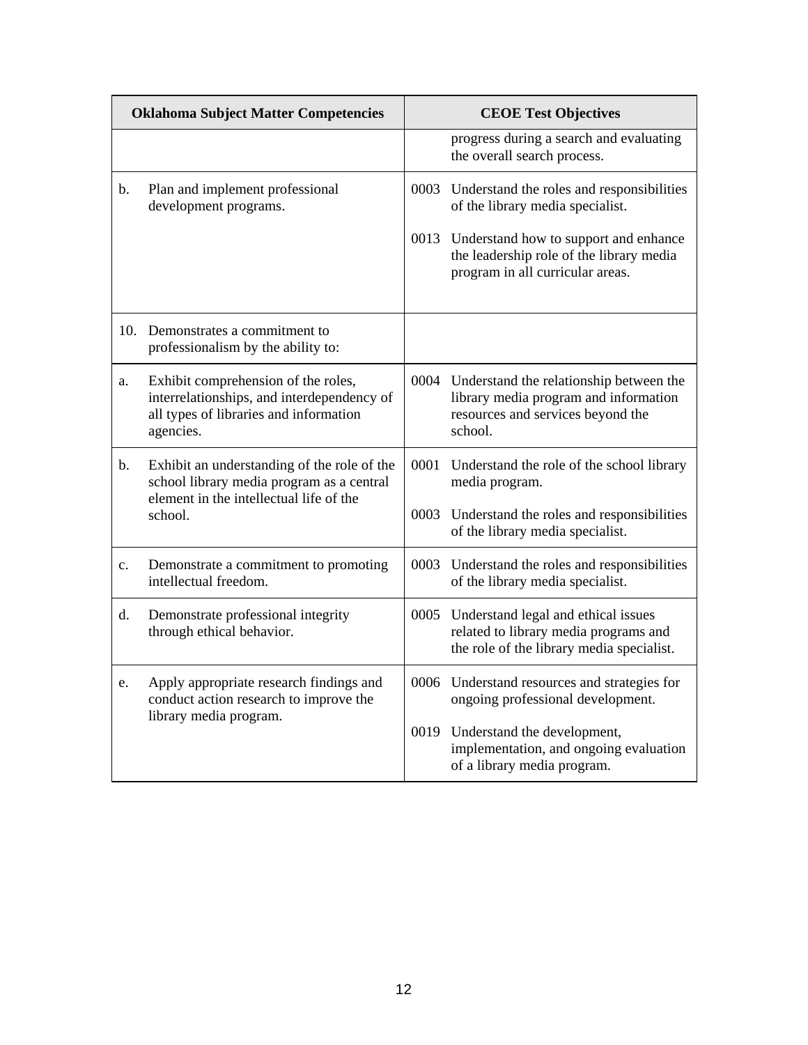| Oklahoma Subject Matter Competencies | CEOE Test Objectives |
|---|---|
| | progress during a search and evaluating the overall search process. |
| b. Plan and implement professional development programs. | 0003 Understand the roles and responsibilities of the library media specialist.<br><br>0013 Understand how to support and enhance the leadership role of the library media program in all curricular areas. |
| 10. Demonstrates a commitment to professionalism by the ability to: | |
| a. Exhibit comprehension of the roles, interrelationships, and interdependency of all types of libraries and information agencies. | 0004 Understand the relationship between the library media program and information resources and services beyond the school. |
| b. Exhibit an understanding of the role of the school library media program as a central element in the intellectual life of the school. | 0001 Understand the role of the school library media program.<br><br>0003 Understand the roles and responsibilities of the library media specialist. |
| c. Demonstrate a commitment to promoting intellectual freedom. | 0003 Understand the roles and responsibilities of the library media specialist. |
| d. Demonstrate professional integrity through ethical behavior. | 0005 Understand legal and ethical issues related to library media programs and the role of the library media specialist. |
| e. Apply appropriate research findings and conduct action research to improve the library media program. | 0006 Understand resources and strategies for ongoing professional development.<br><br>0019 Understand the development, implementation, and ongoing evaluation of a library media program. |